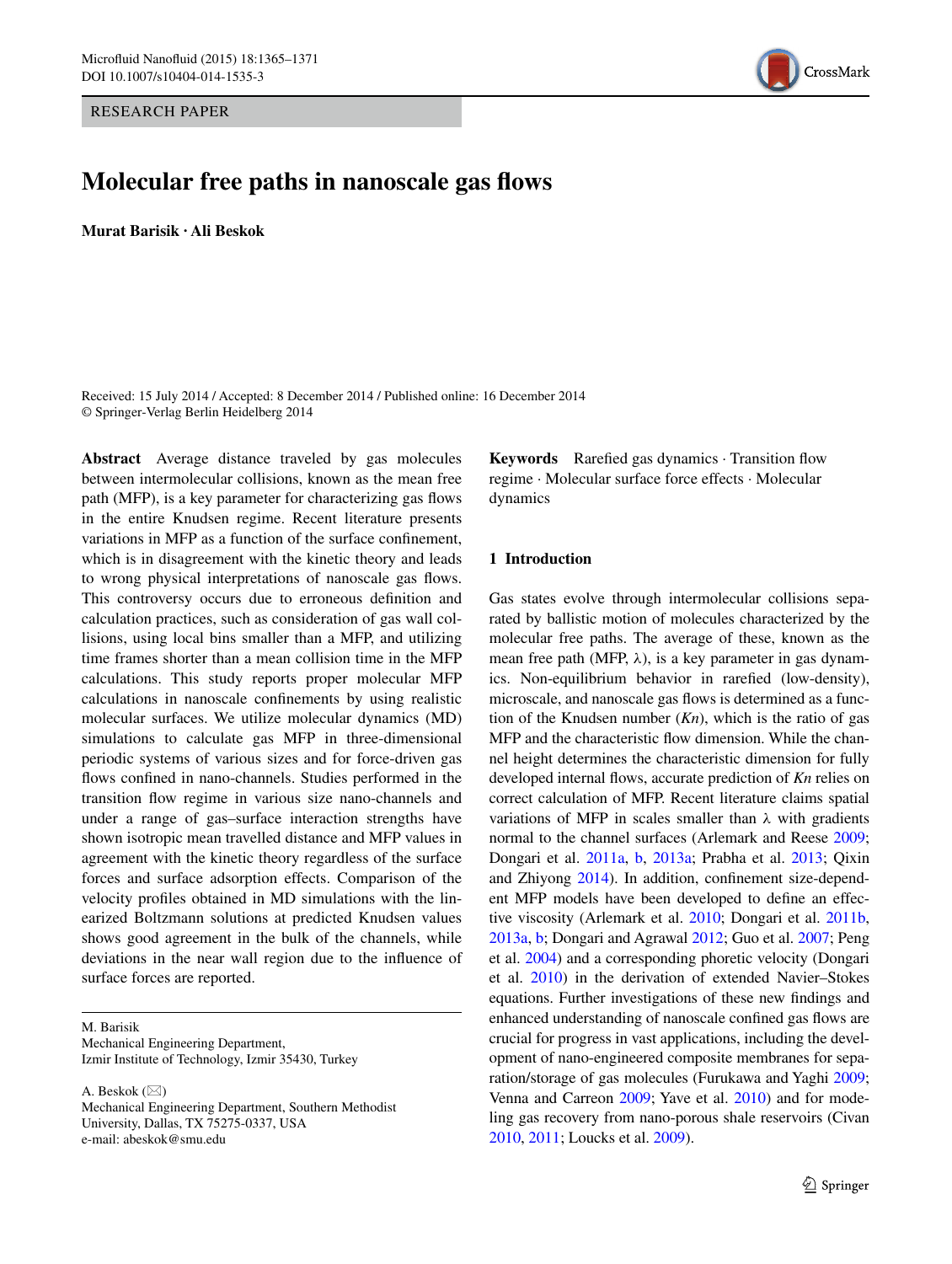RESEARCH PAPER

# Molecular free paths in nanoscale gas flows

**Murat Barisik · Ali Beskok**

Received: 15 July 2014 / Accepted: 8 December 2014 / Published online: 16 December 2014
© Springer-Verlag Berlin Heidelberg 2014

**Abstract** Average distance traveled by gas molecules between intermolecular collisions, known as the mean free path (MFP), is a key parameter for characterizing gas flows in the entire Knudsen regime. Recent literature presents variations in MFP as a function of the surface confinement, which is in disagreement with the kinetic theory and leads to wrong physical interpretations of nanoscale gas flows. This controversy occurs due to erroneous definition and calculation practices, such as consideration of gas wall collisions, using local bins smaller than a MFP, and utilizing time frames shorter than a mean collision time in the MFP calculations. This study reports proper molecular MFP calculations in nanoscale confinements by using realistic molecular surfaces. We utilize molecular dynamics (MD) simulations to calculate gas MFP in three-dimensional periodic systems of various sizes and for force-driven gas flows confined in nano-channels. Studies performed in the transition flow regime in various size nano-channels and under a range of gas–surface interaction strengths have shown isotropic mean travelled distance and MFP values in agreement with the kinetic theory regardless of the surface forces and surface adsorption effects. Comparison of the velocity profiles obtained in MD simulations with the linearized Boltzmann solutions at predicted Knudsen values shows good agreement in the bulk of the channels, while deviations in the near wall region due to the influence of surface forces are reported.

M. Barisik
Mechanical Engineering Department, Izmir Institute of Technology, Izmir 35430, Turkey

A. Beskok (✉)
Mechanical Engineering Department, Southern Methodist University, Dallas, TX 75275-0337, USA
e-mail: abeskok@smu.edu

**Keywords** Rarefied gas dynamics · Transition flow regime · Molecular surface force effects · Molecular dynamics

## 1 Introduction

Gas states evolve through intermolecular collisions separated by ballistic motion of molecules characterized by the molecular free paths. The average of these, known as the mean free path (MFP, $\lambda$), is a key parameter in gas dynamics. Non-equilibrium behavior in rarefied (low-density), microscale, and nanoscale gas flows is determined as a function of the Knudsen number (*Kn*), which is the ratio of gas MFP and the characteristic flow dimension. While the channel height determines the characteristic dimension for fully developed internal flows, accurate prediction of *Kn* relies on correct calculation of MFP. Recent literature claims spatial variations of MFP in scales smaller than $\lambda$ with gradients normal to the channel surfaces (Arlemark and Reese 2009; Dongari et al. 2011a, b, 2013a; Prabha et al. 2013; Qixin and Zhiyong 2014). In addition, confinement size-dependent MFP models have been developed to define an effective viscosity (Arlemark et al. 2010; Dongari et al. 2011b, 2013a, b; Dongari and Agrawal 2012; Guo et al. 2007; Peng et al. 2004) and a corresponding phoretic velocity (Dongari et al. 2010) in the derivation of extended Navier–Stokes equations. Further investigations of these new findings and enhanced understanding of nanoscale confined gas flows are crucial for progress in vast applications, including the development of nano-engineered composite membranes for separation/storage of gas molecules (Furukawa and Yaghi 2009; Venna and Carreon 2009; Yave et al. 2010) and for modeling gas recovery from nano-porous shale reservoirs (Civan 2010, 2011; Loucks et al. 2009).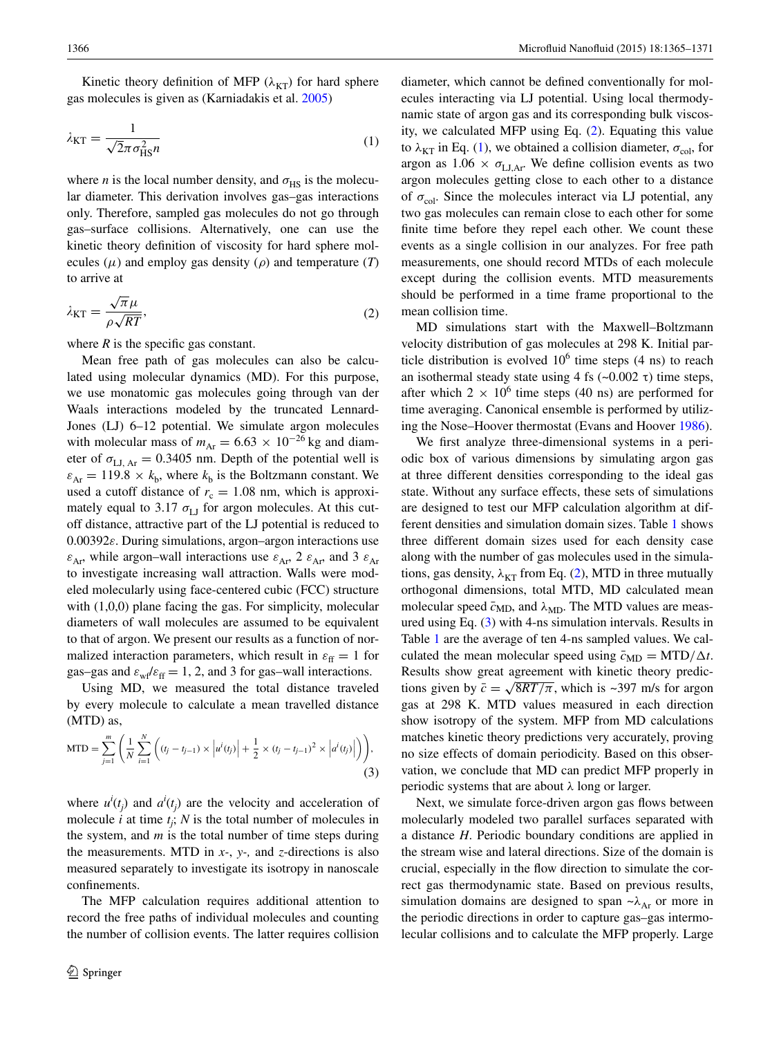Kinetic theory definition of MFP ($\lambda_{KT}$) for hard sphere gas molecules is given as (Karniadakis et al. 2005)

$$\lambda_{KT} = \frac{1}{\sqrt{2}\pi\sigma_{HS}^2 n} \tag{1}$$

where $n$ is the local number density, and $\sigma_{HS}$ is the molecular diameter. This derivation involves gas–gas interactions only. Therefore, sampled gas molecules do not go through gas–surface collisions. Alternatively, one can use the kinetic theory definition of viscosity for hard sphere molecules ($\mu$) and employ gas density ($\rho$) and temperature ($T$) to arrive at

$$\lambda_{KT} = \frac{\sqrt{\pi}\mu}{\rho\sqrt{RT}}, \tag{2}$$

where $R$ is the specific gas constant.

Mean free path of gas molecules can also be calculated using molecular dynamics (MD). For this purpose, we use monatomic gas molecules going through van der Waals interactions modeled by the truncated Lennard-Jones (LJ) 6–12 potential. We simulate argon molecules with molecular mass of $m_{Ar} = 6.63 \times 10^{-26}$ kg and diameter of $\sigma_{LJ,\,Ar} = 0.3405$ nm. Depth of the potential well is $\varepsilon_{Ar} = 119.8 \times k_b$, where $k_b$ is the Boltzmann constant. We used a cutoff distance of $r_c = 1.08$ nm, which is approximately equal to 3.17 $\sigma_{LJ}$ for argon molecules. At this cutoff distance, attractive part of the LJ potential is reduced to $0.00392\varepsilon$. During simulations, argon–argon interactions use $\varepsilon_{Ar}$, while argon–wall interactions use $\varepsilon_{Ar}$, 2 $\varepsilon_{Ar}$, and 3 $\varepsilon_{Ar}$ to investigate increasing wall attraction. Walls were modeled molecularly using face-centered cubic (FCC) structure with (1,0,0) plane facing the gas. For simplicity, molecular diameters of wall molecules are assumed to be equivalent to that of argon. We present our results as a function of normalized interaction parameters, which result in $\varepsilon_{ff} = 1$ for gas–gas and $\varepsilon_{wf}/\varepsilon_{ff} = 1$, 2, and 3 for gas–wall interactions.

Using MD, we measured the total distance traveled by every molecule to calculate a mean travelled distance (MTD) as,

$$\text{MTD} = \sum_{j=1}^{m}\left(\frac{1}{N}\sum_{i=1}^{N}\left((t_j - t_{j-1}) \times \left|u^i(t_j)\right| + \frac{1}{2} \times (t_j - t_{j-1})^2 \times \left|a^i(t_j)\right|\right)\right), \tag{3}$$

where $u^i(t_j)$ and $a^i(t_j)$ are the velocity and acceleration of molecule $i$ at time $t_j$; $N$ is the total number of molecules in the system, and $m$ is the total number of time steps during the measurements. MTD in $x$-, $y$-, and $z$-directions is also measured separately to investigate its isotropy in nanoscale confinements.

The MFP calculation requires additional attention to record the free paths of individual molecules and counting the number of collision events. The latter requires collision diameter, which cannot be defined conventionally for molecules interacting via LJ potential. Using local thermodynamic state of argon gas and its corresponding bulk viscosity, we calculated MFP using Eq. (2). Equating this value to $\lambda_{KT}$ in Eq. (1), we obtained a collision diameter, $\sigma_{col}$, for argon as $1.06 \times \sigma_{LJ,Ar}$. We define collision events as two argon molecules getting close to each other to a distance of $\sigma_{col}$. Since the molecules interact via LJ potential, any two gas molecules can remain close to each other for some finite time before they repel each other. We count these events as a single collision in our analyzes. For free path measurements, one should record MTDs of each molecule except during the collision events. MTD measurements should be performed in a time frame proportional to the mean collision time.

MD simulations start with the Maxwell–Boltzmann velocity distribution of gas molecules at 298 K. Initial particle distribution is evolved $10^6$ time steps (4 ns) to reach an isothermal steady state using 4 fs (~0.002 τ) time steps, after which $2 \times 10^6$ time steps (40 ns) are performed for time averaging. Canonical ensemble is performed by utilizing the Nose–Hoover thermostat (Evans and Hoover 1986).

We first analyze three-dimensional systems in a periodic box of various dimensions by simulating argon gas at three different densities corresponding to the ideal gas state. Without any surface effects, these sets of simulations are designed to test our MFP calculation algorithm at different densities and simulation domain sizes. Table 1 shows three different domain sizes used for each density case along with the number of gas molecules used in the simulations, gas density, $\lambda_{KT}$ from Eq. (2), MTD in three mutually orthogonal dimensions, total MTD, MD calculated mean molecular speed $\bar{c}_{MD}$, and $\lambda_{MD}$. The MTD values are measured using Eq. (3) with 4-ns simulation intervals. Results in Table 1 are the average of ten 4-ns sampled values. We calculated the mean molecular speed using $\bar{c}_{MD} = \text{MTD}/\Delta t$. Results show great agreement with kinetic theory predictions given by $\bar{c} = \sqrt{8RT/\pi}$, which is ~397 m/s for argon gas at 298 K. MTD values measured in each direction show isotropy of the system. MFP from MD calculations matches kinetic theory predictions very accurately, proving no size effects of domain periodicity. Based on this observation, we conclude that MD can predict MFP properly in periodic systems that are about λ long or larger.

Next, we simulate force-driven argon gas flows between molecularly modeled two parallel surfaces separated with a distance $H$. Periodic boundary conditions are applied in the stream wise and lateral directions. Size of the domain is crucial, especially in the flow direction to simulate the correct gas thermodynamic state. Based on previous results, simulation domains are designed to span ~$\lambda_{Ar}$ or more in the periodic directions in order to capture gas–gas intermolecular collisions and to calculate the MFP properly. Large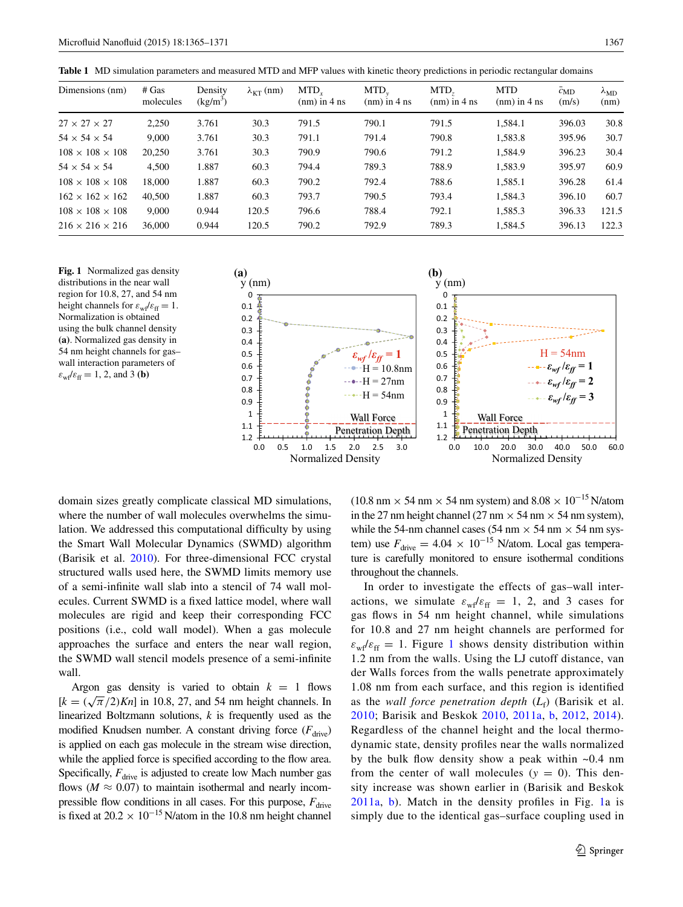**Table 1** MD simulation parameters and measured MTD and MFP values with kinetic theory predictions in periodic rectangular domains

| Dimensions (nm) | # Gas molecules | Density ($kg/m^3$) | $\lambda_{KT}$ (nm) | $MTD_x$ (nm) in 4 ns | $MTD_y$ (nm) in 4 ns | $MTD_z$ (nm) in 4 ns | MTD (nm) in 4 ns | $\bar{c}_{MD}$ (m/s) | $\lambda_{MD}$ (nm) |
|---|---|---|---|---|---|---|---|---|---|
| 27 × 27 × 27 | 2,250 | 3.761 | 30.3 | 791.5 | 790.1 | 791.5 | 1,584.1 | 396.03 | 30.8 |
| 54 × 54 × 54 | 9,000 | 3.761 | 30.3 | 791.1 | 791.4 | 790.8 | 1,583.8 | 395.96 | 30.7 |
| 108 × 108 × 108 | 20,250 | 3.761 | 30.3 | 790.9 | 790.6 | 791.2 | 1,584.9 | 396.23 | 30.4 |
| 54 × 54 × 54 | 4,500 | 1.887 | 60.3 | 794.4 | 789.3 | 788.9 | 1,583.9 | 395.97 | 60.9 |
| 108 × 108 × 108 | 18,000 | 1.887 | 60.3 | 790.2 | 792.4 | 788.6 | 1,585.1 | 396.28 | 61.4 |
| 162 × 162 × 162 | 40,500 | 1.887 | 60.3 | 793.7 | 790.5 | 793.4 | 1,584.3 | 396.10 | 60.7 |
| 108 × 108 × 108 | 9,000 | 0.944 | 120.5 | 796.6 | 788.4 | 792.1 | 1,585.3 | 396.33 | 121.5 |
| 216 × 216 × 216 | 36,000 | 0.944 | 120.5 | 790.2 | 792.9 | 789.3 | 1,584.5 | 396.13 | 122.3 |

**Fig. 1** Normalized gas density distributions in the near wall region for 10.8, 27, and 54 nm height channels for $\varepsilon_{wf}/\varepsilon_{ff} = 1$. Normalization is obtained using the bulk channel density (**a**). Normalized gas density in 54 nm height channels for gas–wall interaction parameters of $\varepsilon_{wf}/\varepsilon_{ff} = 1$, 2, and 3 (**b**)

domain sizes greatly complicate classical MD simulations, where the number of wall molecules overwhelms the simulation. We addressed this computational difficulty by using the Smart Wall Molecular Dynamics (SWMD) algorithm (Barisik et al. 2010). For three-dimensional FCC crystal structured walls used here, the SWMD limits memory use of a semi-infinite wall slab into a stencil of 74 wall molecules. Current SWMD is a fixed lattice model, where wall molecules are rigid and keep their corresponding FCC positions (i.e., cold wall model). When a gas molecule approaches the surface and enters the near wall region, the SWMD wall stencil models presence of a semi-infinite wall.

Argon gas density is varied to obtain $k = 1$ flows [$k = (\sqrt{\pi}/2)Kn$] in 10.8, 27, and 54 nm height channels. In linearized Boltzmann solutions, $k$ is frequently used as the modified Knudsen number. A constant driving force ($F_{drive}$) is applied on each gas molecule in the stream wise direction, while the applied force is specified according to the flow area. Specifically, $F_{drive}$ is adjusted to create low Mach number gas flows ($M \approx 0.07$) to maintain isothermal and nearly incompressible flow conditions in all cases. For this purpose, $F_{drive}$ is fixed at $20.2 \times 10^{-15}$ N/atom in the 10.8 nm height channel (10.8 nm × 54 nm × 54 nm system) and $8.08 \times 10^{-15}$ N/atom in the 27 nm height channel (27 nm × 54 nm × 54 nm system), while the 54-nm channel cases (54 nm × 54 nm × 54 nm system) use $F_{drive} = 4.04 \times 10^{-15}$ N/atom. Local gas temperature is carefully monitored to ensure isothermal conditions throughout the channels.

In order to investigate the effects of gas–wall interactions, we simulate $\varepsilon_{wf}/\varepsilon_{ff} = 1$, 2, and 3 cases for gas flows in 54 nm height channel, while simulations for 10.8 and 27 nm height channels are performed for $\varepsilon_{wf}/\varepsilon_{ff} = 1$. Figure 1 shows density distribution within 1.2 nm from the walls. Using the LJ cutoff distance, van der Walls forces from the walls penetrate approximately 1.08 nm from each surface, and this region is identified as the *wall force penetration depth* ($L_f$) (Barisik et al. 2010; Barisik and Beskok 2010, 2011a, b, 2012, 2014). Regardless of the channel height and the local thermodynamic state, density profiles near the walls normalized by the bulk flow density show a peak within ~0.4 nm from the center of wall molecules ($y = 0$). This density increase was shown earlier in (Barisik and Beskok 2011a, b). Match in the density profiles in Fig. 1a is simply due to the identical gas–surface coupling used in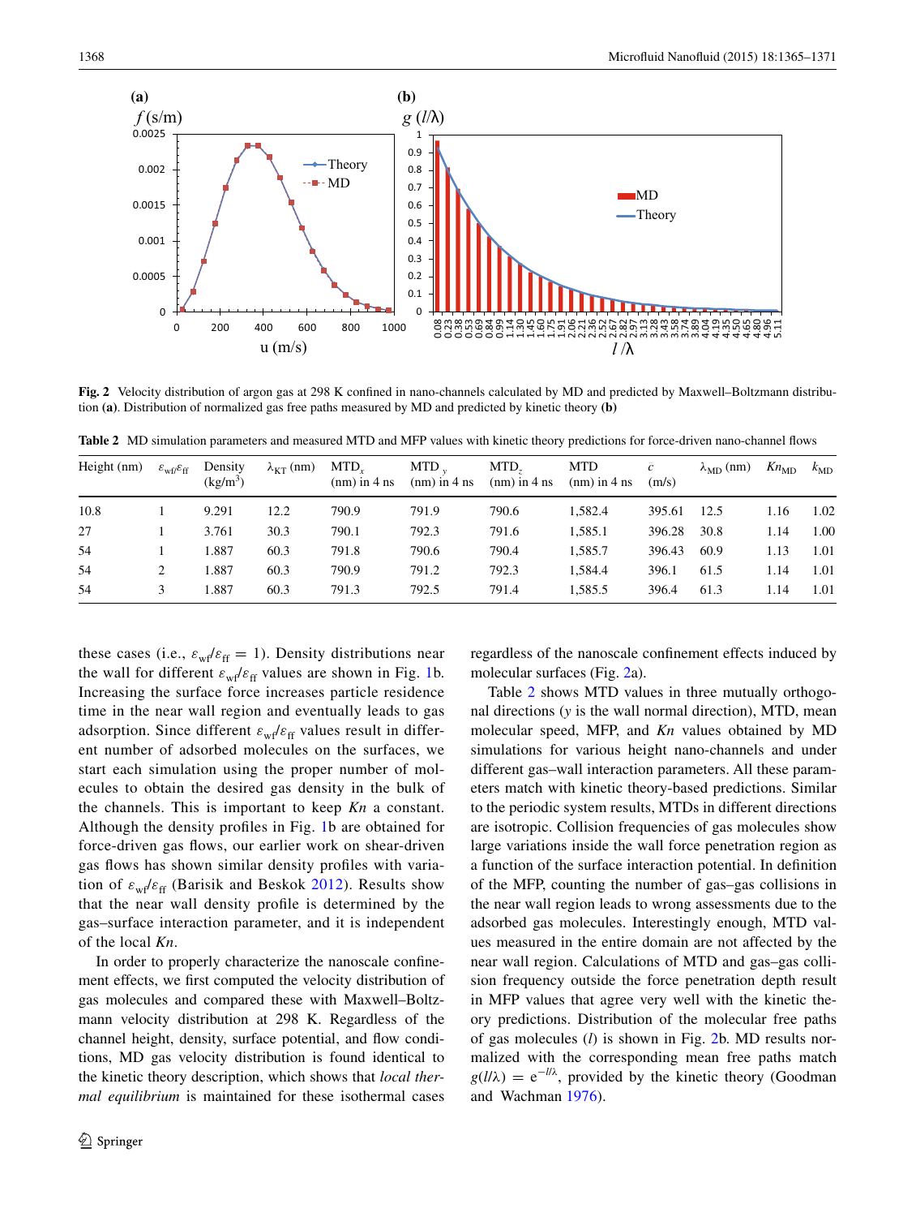Fig. 2 Velocity distribution of argon gas at 298 K confined in nano-channels calculated by MD and predicted by Maxwell–Boltzmann distribution **(a)**. Distribution of normalized gas free paths measured by MD and predicted by kinetic theory **(b)**

**Table 2** MD simulation parameters and measured MTD and MFP values with kinetic theory predictions for force-driven nano-channel flows

| Height (nm) | $\varepsilon_{wf}/\varepsilon_{ff}$ | Density (kg/m$^3$) | $\lambda_{KT}$ (nm) | MTD$_x$ (nm) in 4 ns | MTD$_y$ (nm) in 4 ns | MTD$_z$ (nm) in 4 ns | MTD (nm) in 4 ns | $c$ (m/s) | $\lambda_{MD}$ (nm) | $Kn_{MD}$ | $k_{MD}$ |
|---|---|---|---|---|---|---|---|---|---|---|---|
| 10.8 | 1 | 9.291 | 12.2 | 790.9 | 791.9 | 790.6 | 1,582.4 | 395.61 | 12.5 | 1.16 | 1.02 |
| 27 | 1 | 3.761 | 30.3 | 790.1 | 792.3 | 791.6 | 1,585.1 | 396.28 | 30.8 | 1.14 | 1.00 |
| 54 | 1 | 1.887 | 60.3 | 791.8 | 790.6 | 790.4 | 1,585.7 | 396.43 | 60.9 | 1.13 | 1.01 |
| 54 | 2 | 1.887 | 60.3 | 790.9 | 791.2 | 792.3 | 1,584.4 | 396.1 | 61.5 | 1.14 | 1.01 |
| 54 | 3 | 1.887 | 60.3 | 791.3 | 792.5 | 791.4 | 1,585.5 | 396.4 | 61.3 | 1.14 | 1.01 |

these cases (i.e., $\varepsilon_{wf}/\varepsilon_{ff} = 1$). Density distributions near the wall for different $\varepsilon_{wf}/\varepsilon_{ff}$ values are shown in Fig. 1b. Increasing the surface force increases particle residence time in the near wall region and eventually leads to gas adsorption. Since different $\varepsilon_{wf}/\varepsilon_{ff}$ values result in different number of adsorbed molecules on the surfaces, we start each simulation using the proper number of molecules to obtain the desired gas density in the bulk of the channels. This is important to keep *Kn* a constant. Although the density profiles in Fig. 1b are obtained for force-driven gas flows, our earlier work on shear-driven gas flows has shown similar density profiles with variation of $\varepsilon_{wf}/\varepsilon_{ff}$ (Barisik and Beskok 2012). Results show that the near wall density profile is determined by the gas–surface interaction parameter, and it is independent of the local *Kn*.

In order to properly characterize the nanoscale confinement effects, we first computed the velocity distribution of gas molecules and compared these with Maxwell–Boltzmann velocity distribution at 298 K. Regardless of the channel height, density, surface potential, and flow conditions, MD gas velocity distribution is found identical to the kinetic theory description, which shows that *local thermal equilibrium* is maintained for these isothermal cases regardless of the nanoscale confinement effects induced by molecular surfaces (Fig. 2a).

Table 2 shows MTD values in three mutually orthogonal directions (*y* is the wall normal direction), MTD, mean molecular speed, MFP, and *Kn* values obtained by MD simulations for various height nano-channels and under different gas–wall interaction parameters. All these parameters match with kinetic theory-based predictions. Similar to the periodic system results, MTDs in different directions are isotropic. Collision frequencies of gas molecules show large variations inside the wall force penetration region as a function of the surface interaction potential. In definition of the MFP, counting the number of gas–gas collisions in the near wall region leads to wrong assessments due to the adsorbed gas molecules. Interestingly enough, MTD values measured in the entire domain are not affected by the near wall region. Calculations of MTD and gas–gas collision frequency outside the force penetration depth result in MFP values that agree very well with the kinetic theory predictions. Distribution of the molecular free paths of gas molecules ($l$) is shown in Fig. 2b. MD results normalized with the corresponding mean free paths match $g(l/\lambda) = e^{-l/\lambda}$, provided by the kinetic theory (Goodman and Wachman 1976).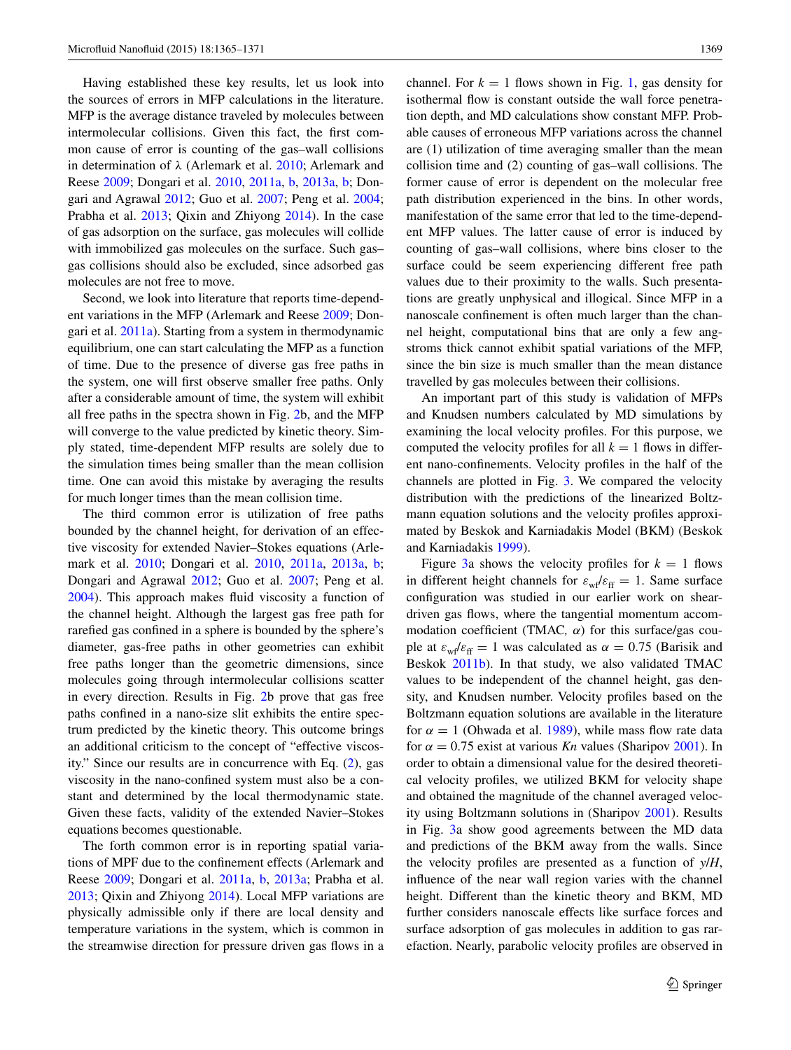Having established these key results, let us look into the sources of errors in MFP calculations in the literature. MFP is the average distance traveled by molecules between intermolecular collisions. Given this fact, the first common cause of error is counting of the gas–wall collisions in determination of λ (Arlemark et al. 2010; Arlemark and Reese 2009; Dongari et al. 2010, 2011a, b, 2013a, b; Dongari and Agrawal 2012; Guo et al. 2007; Peng et al. 2004; Prabha et al. 2013; Qixin and Zhiyong 2014). In the case of gas adsorption on the surface, gas molecules will collide with immobilized gas molecules on the surface. Such gas–gas collisions should also be excluded, since adsorbed gas molecules are not free to move.

Second, we look into literature that reports time-dependent variations in the MFP (Arlemark and Reese 2009; Dongari et al. 2011a). Starting from a system in thermodynamic equilibrium, one can start calculating the MFP as a function of time. Due to the presence of diverse gas free paths in the system, one will first observe smaller free paths. Only after a considerable amount of time, the system will exhibit all free paths in the spectra shown in Fig. 2b, and the MFP will converge to the value predicted by kinetic theory. Simply stated, time-dependent MFP results are solely due to the simulation times being smaller than the mean collision time. One can avoid this mistake by averaging the results for much longer times than the mean collision time.

The third common error is utilization of free paths bounded by the channel height, for derivation of an effective viscosity for extended Navier–Stokes equations (Arlemark et al. 2010; Dongari et al. 2010, 2011a, 2013a, b; Dongari and Agrawal 2012; Guo et al. 2007; Peng et al. 2004). This approach makes fluid viscosity a function of the channel height. Although the largest gas free path for rarefied gas confined in a sphere is bounded by the sphere's diameter, gas-free paths in other geometries can exhibit free paths longer than the geometric dimensions, since molecules going through intermolecular collisions scatter in every direction. Results in Fig. 2b prove that gas free paths confined in a nano-size slit exhibits the entire spectrum predicted by the kinetic theory. This outcome brings an additional criticism to the concept of "effective viscosity." Since our results are in concurrence with Eq. (2), gas viscosity in the nano-confined system must also be a constant and determined by the local thermodynamic state. Given these facts, validity of the extended Navier–Stokes equations becomes questionable.

The forth common error is in reporting spatial variations of MPF due to the confinement effects (Arlemark and Reese 2009; Dongari et al. 2011a, b, 2013a; Prabha et al. 2013; Qixin and Zhiyong 2014). Local MFP variations are physically admissible only if there are local density and temperature variations in the system, which is common in the streamwise direction for pressure driven gas flows in a channel. For $k = 1$ flows shown in Fig. 1, gas density for isothermal flow is constant outside the wall force penetration depth, and MD calculations show constant MFP. Probable causes of erroneous MFP variations across the channel are (1) utilization of time averaging smaller than the mean collision time and (2) counting of gas–wall collisions. The former cause of error is dependent on the molecular free path distribution experienced in the bins. In other words, manifestation of the same error that led to the time-dependent MFP values. The latter cause of error is induced by counting of gas–wall collisions, where bins closer to the surface could be seem experiencing different free path values due to their proximity to the walls. Such presentations are greatly unphysical and illogical. Since MFP in a nanoscale confinement is often much larger than the channel height, computational bins that are only a few angstroms thick cannot exhibit spatial variations of the MFP, since the bin size is much smaller than the mean distance travelled by gas molecules between their collisions.

An important part of this study is validation of MFPs and Knudsen numbers calculated by MD simulations by examining the local velocity profiles. For this purpose, we computed the velocity profiles for all $k = 1$ flows in different nano-confinements. Velocity profiles in the half of the channels are plotted in Fig. 3. We compared the velocity distribution with the predictions of the linearized Boltzmann equation solutions and the velocity profiles approximated by Beskok and Karniadakis Model (BKM) (Beskok and Karniadakis 1999).

Figure 3a shows the velocity profiles for $k = 1$ flows in different height channels for $\varepsilon_{wf}/\varepsilon_{ff} = 1$. Same surface configuration was studied in our earlier work on shear-driven gas flows, where the tangential momentum accommodation coefficient (TMAC, $\alpha$) for this surface/gas couple at $\varepsilon_{wf}/\varepsilon_{ff} = 1$ was calculated as $\alpha = 0.75$ (Barisik and Beskok 2011b). In that study, we also validated TMAC values to be independent of the channel height, gas density, and Knudsen number. Velocity profiles based on the Boltzmann equation solutions are available in the literature for $\alpha = 1$ (Ohwada et al. 1989), while mass flow rate data for $\alpha = 0.75$ exist at various *Kn* values (Sharipov 2001). In order to obtain a dimensional value for the desired theoretical velocity profiles, we utilized BKM for velocity shape and obtained the magnitude of the channel averaged velocity using Boltzmann solutions in (Sharipov 2001). Results in Fig. 3a show good agreements between the MD data and predictions of the BKM away from the walls. Since the velocity profiles are presented as a function of $y/H$, influence of the near wall region varies with the channel height. Different than the kinetic theory and BKM, MD further considers nanoscale effects like surface forces and surface adsorption of gas molecules in addition to gas rarefaction. Nearly, parabolic velocity profiles are observed in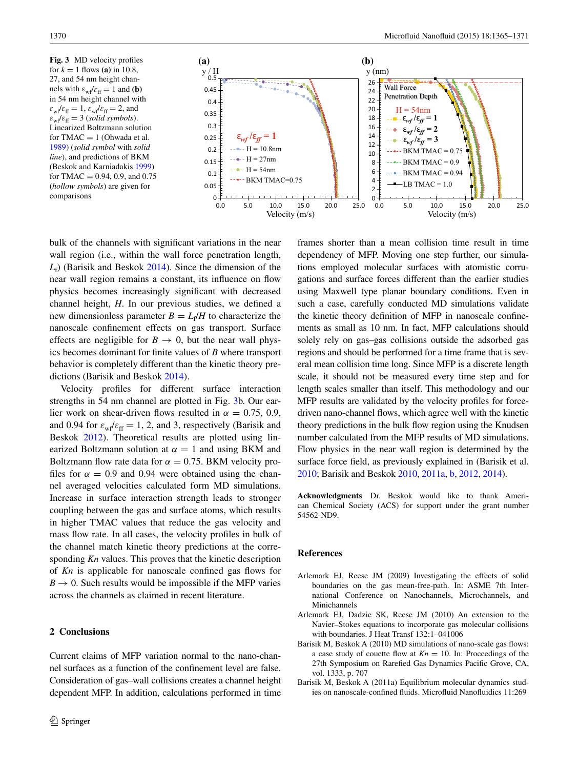**Fig. 3** MD velocity profiles for $k = 1$ flows **(a)** in 10.8, 27, and 54 nm height channels with $\varepsilon_{wf}/\varepsilon_{ff} = 1$ and **(b)** in 54 nm height channel with $\varepsilon_{wf}/\varepsilon_{ff} = 1$, $\varepsilon_{wf}/\varepsilon_{ff} = 2$, and $\varepsilon_{wf}/\varepsilon_{ff} = 3$ (*solid symbols*). Linearized Boltzmann solution for TMAC = 1 (Ohwada et al. 1989) (*solid symbol* with *solid line*), and predictions of BKM (Beskok and Karniadakis 1999) for TMAC = 0.94, 0.9, and 0.75 (*hollow symbols*) are given for comparisons

bulk of the channels with significant variations in the near wall region (i.e., within the wall force penetration length, $L_f$) (Barisik and Beskok 2014). Since the dimension of the near wall region remains a constant, its influence on flow physics becomes increasingly significant with decreased channel height, $H$. In our previous studies, we defined a new dimensionless parameter $B = L_f/H$ to characterize the nanoscale confinement effects on gas transport. Surface effects are negligible for $B \to 0$, but the near wall physics becomes dominant for finite values of $B$ where transport behavior is completely different than the kinetic theory predictions (Barisik and Beskok 2014).

Velocity profiles for different surface interaction strengths in 54 nm channel are plotted in Fig. 3b. Our earlier work on shear-driven flows resulted in $\alpha = 0.75$, 0.9, and 0.94 for $\varepsilon_{wf}/\varepsilon_{ff} = 1$, 2, and 3, respectively (Barisik and Beskok 2012). Theoretical results are plotted using linearized Boltzmann solution at $\alpha = 1$ and using BKM and Boltzmann flow rate data for $\alpha = 0.75$. BKM velocity profiles for $\alpha = 0.9$ and 0.94 were obtained using the channel averaged velocities calculated form MD simulations. Increase in surface interaction strength leads to stronger coupling between the gas and surface atoms, which results in higher TMAC values that reduce the gas velocity and mass flow rate. In all cases, the velocity profiles in bulk of the channels match kinetic theory predictions at the corresponding *Kn* values. This proves that the kinetic description of *Kn* is applicable for nanoscale confined gas flows for $B \to 0$. Such results would be impossible if the MFP varies across the channels as claimed in recent literature.

## 2 Conclusions

Current claims of MFP variation normal to the nano-channel surfaces as a function of the confinement level are false. Consideration of gas–wall collisions creates a channel height dependent MFP. In addition, calculations performed in time frames shorter than a mean collision time result in time dependency of MFP. Moving one step further, our simulations employed molecular surfaces with atomistic corrugations and surface forces different than the earlier studies using Maxwell type planar boundary conditions. Even in such a case, carefully conducted MD simulations validate the kinetic theory definition of MFP in nanoscale confinements as small as 10 nm. In fact, MFP calculations should solely rely on gas–gas collisions outside the adsorbed gas regions and should be performed for a time frame that is several mean collision time long. Since MFP is a discrete length scale, it should not be measured every time step and for length scales smaller than itself. This methodology and our MFP results are validated by the velocity profiles for force-driven nano-channel flows, which agree well with the kinetic theory predictions in the bulk flow region using the Knudsen number calculated from the MFP results of MD simulations. Flow physics in the near wall region is determined by the surface force field, as previously explained in (Barisik et al. 2010; Barisik and Beskok 2010, 2011a, b, 2012, 2014).

**Acknowledgments** Dr. Beskok would like to thank American Chemical Society (ACS) for support under the grant number 54562-ND9.

## References

Arlemark EJ, Reese JM (2009) Investigating the effects of solid boundaries on the gas mean-free-path. In: ASME 7th International Conference on Nanochannels, Microchannels, and Minichannels

Arlemark EJ, Dadzie SK, Reese JM (2010) An extension to the Navier–Stokes equations to incorporate gas molecular collisions with boundaries. J Heat Transf 132:1–041006

Barisik M, Beskok A (2010) MD simulations of nano-scale gas flows: a case study of couette flow at $Kn = 10$. In: Proceedings of the 27th Symposium on Rarefied Gas Dynamics Pacific Grove, CA, vol. 1333, p. 707

Barisik M, Beskok A (2011a) Equilibrium molecular dynamics studies on nanoscale-confined fluids. Microfluid Nanofluidics 11:269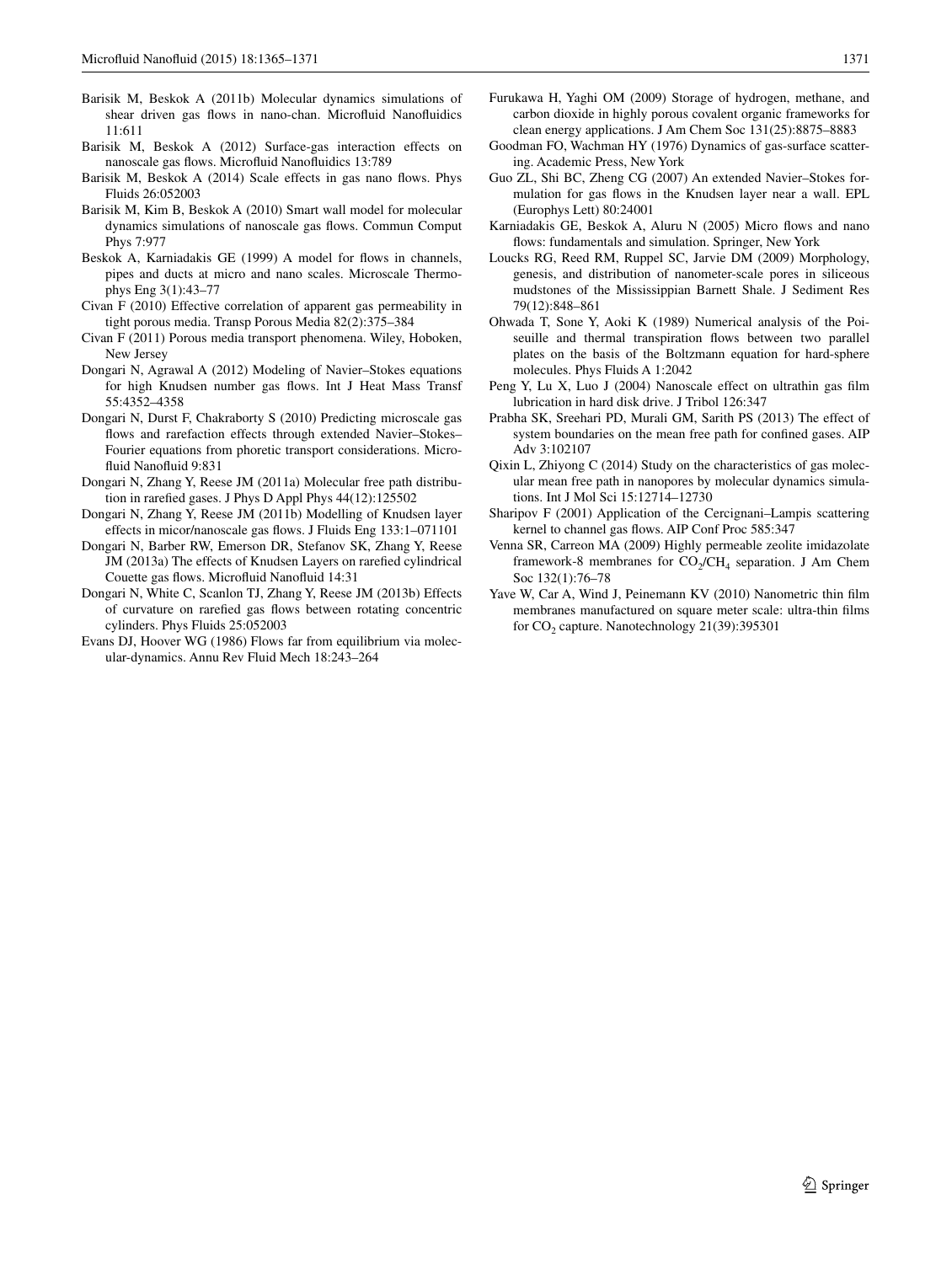Barisik M, Beskok A (2011b) Molecular dynamics simulations of shear driven gas flows in nano-chan. Microfluid Nanofluidics 11:611

Barisik M, Beskok A (2012) Surface-gas interaction effects on nanoscale gas flows. Microfluid Nanofluidics 13:789

Barisik M, Beskok A (2014) Scale effects in gas nano flows. Phys Fluids 26:052003

Barisik M, Kim B, Beskok A (2010) Smart wall model for molecular dynamics simulations of nanoscale gas flows. Commun Comput Phys 7:977

Beskok A, Karniadakis GE (1999) A model for flows in channels, pipes and ducts at micro and nano scales. Microscale Thermophys Eng 3(1):43–77

Civan F (2010) Effective correlation of apparent gas permeability in tight porous media. Transp Porous Media 82(2):375–384

Civan F (2011) Porous media transport phenomena. Wiley, Hoboken, New Jersey

Dongari N, Agrawal A (2012) Modeling of Navier–Stokes equations for high Knudsen number gas flows. Int J Heat Mass Transf 55:4352–4358

Dongari N, Durst F, Chakraborty S (2010) Predicting microscale gas flows and rarefaction effects through extended Navier–Stokes–Fourier equations from phoretic transport considerations. Microfluid Nanofluid 9:831

Dongari N, Zhang Y, Reese JM (2011a) Molecular free path distribution in rarefied gases. J Phys D Appl Phys 44(12):125502

Dongari N, Zhang Y, Reese JM (2011b) Modelling of Knudsen layer effects in micor/nanoscale gas flows. J Fluids Eng 133:1–071101

Dongari N, Barber RW, Emerson DR, Stefanov SK, Zhang Y, Reese JM (2013a) The effects of Knudsen Layers on rarefied cylindrical Couette gas flows. Microfluid Nanofluid 14:31

Dongari N, White C, Scanlon TJ, Zhang Y, Reese JM (2013b) Effects of curvature on rarefied gas flows between rotating concentric cylinders. Phys Fluids 25:052003

Evans DJ, Hoover WG (1986) Flows far from equilibrium via molecular-dynamics. Annu Rev Fluid Mech 18:243–264

Furukawa H, Yaghi OM (2009) Storage of hydrogen, methane, and carbon dioxide in highly porous covalent organic frameworks for clean energy applications. J Am Chem Soc 131(25):8875–8883

Goodman FO, Wachman HY (1976) Dynamics of gas-surface scattering. Academic Press, New York

Guo ZL, Shi BC, Zheng CG (2007) An extended Navier–Stokes formulation for gas flows in the Knudsen layer near a wall. EPL (Europhys Lett) 80:24001

Karniadakis GE, Beskok A, Aluru N (2005) Micro flows and nano flows: fundamentals and simulation. Springer, New York

Loucks RG, Reed RM, Ruppel SC, Jarvie DM (2009) Morphology, genesis, and distribution of nanometer-scale pores in siliceous mudstones of the Mississippian Barnett Shale. J Sediment Res 79(12):848–861

Ohwada T, Sone Y, Aoki K (1989) Numerical analysis of the Poiseuille and thermal transpiration flows between two parallel plates on the basis of the Boltzmann equation for hard-sphere molecules. Phys Fluids A 1:2042

Peng Y, Lu X, Luo J (2004) Nanoscale effect on ultrathin gas film lubrication in hard disk drive. J Tribol 126:347

Prabha SK, Sreehari PD, Murali GM, Sarith PS (2013) The effect of system boundaries on the mean free path for confined gases. AIP Adv 3:102107

Qixin L, Zhiyong C (2014) Study on the characteristics of gas molecular mean free path in nanopores by molecular dynamics simulations. Int J Mol Sci 15:12714–12730

Sharipov F (2001) Application of the Cercignani–Lampis scattering kernel to channel gas flows. AIP Conf Proc 585:347

Venna SR, Carreon MA (2009) Highly permeable zeolite imidazolate framework-8 membranes for $CO_2$/$CH_4$ separation. J Am Chem Soc 132(1):76–78

Yave W, Car A, Wind J, Peinemann KV (2010) Nanometric thin film membranes manufactured on square meter scale: ultra-thin films for $CO_2$ capture. Nanotechnology 21(39):395301